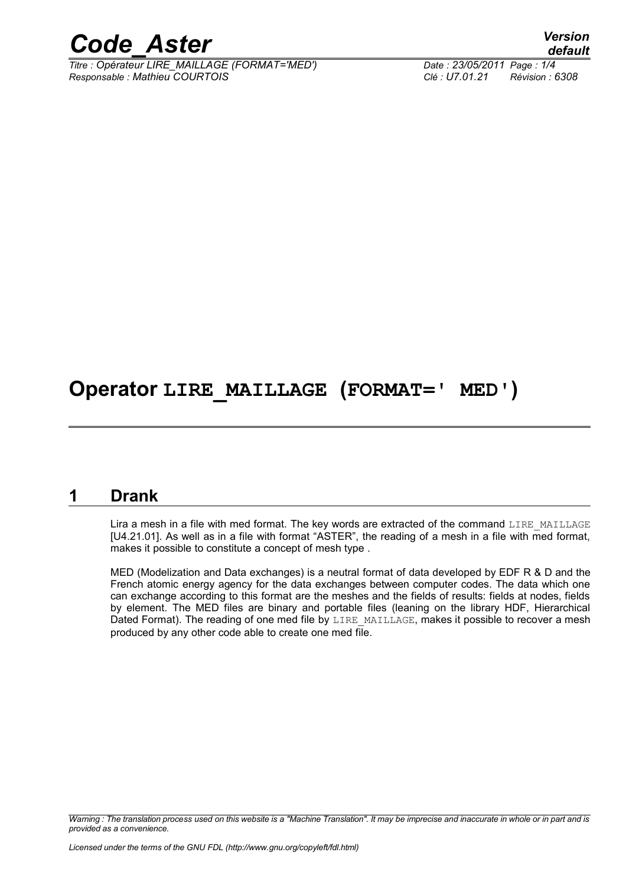# Operator LIRE_MAILLAGE (FORMAT=' MED')

## 1 Drank

Lira a mesh in a file with med format. The key words are extracted of the command LIRE_MAILLAGE [U4.21.01]. As well as in a file with format "ASTER", the reading of a mesh in a file with med format, makes it possible to constitute a concept of mesh type .

MED (Modelization and Data exchanges) is a neutral format of data developed by EDF R & D and the French atomic energy agency for the data exchanges between computer codes. The data which one can exchange according to this format are the meshes and the fields of results: fields at nodes, fields by element. The MED files are binary and portable files (leaning on the library HDF, Hierarchical Dated Format). The reading of one med file by LIRE_MAILLAGE, makes it possible to recover a mesh produced by any other code able to create one med file.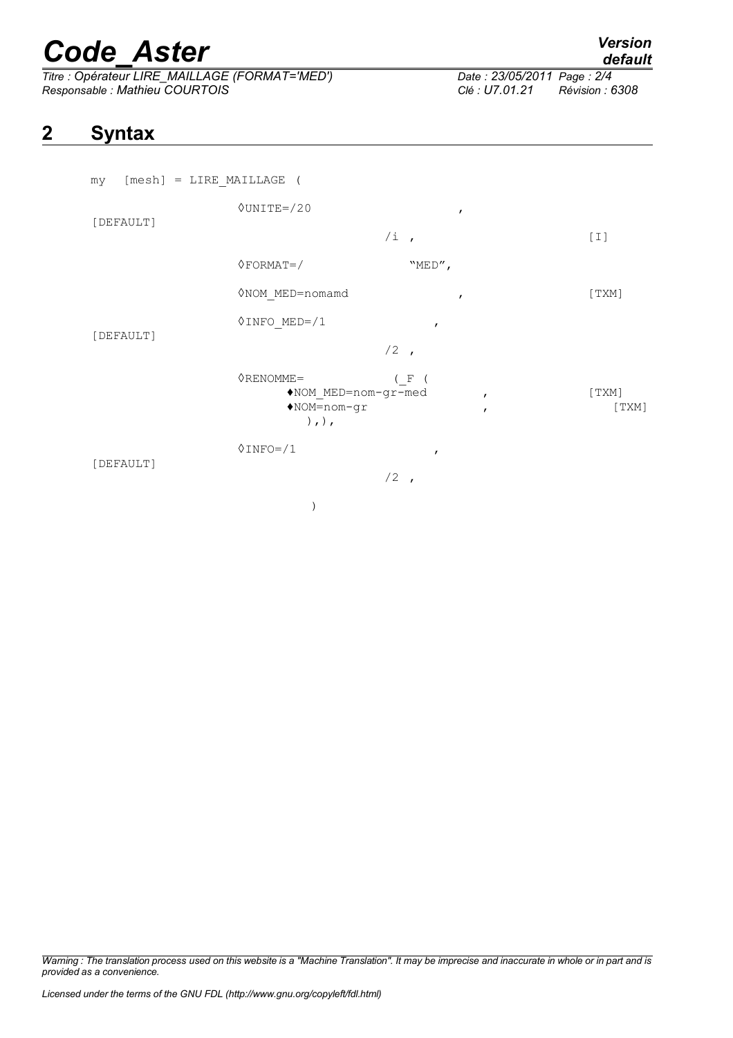# 2 Syntax

```
my   [mesh] = LIRE_MAILLAGE (

                    ◊UNITE=/20                    ,           [DEFAULT]
                           /i  ,                              [I]

                    ◊FORMAT=/           "MED",

                    ◊NOM_MED=nomamd               ,           [TXM]

                    ◊INFO_MED=/1              ,               [DEFAULT]
                           /2  ,

                    ◊RENOMME=           (_F (
                         ♦NOM_MED=nom-gr-med        ,         [TXM]
                         ♦NOM=nom-gr                ,         [TXM]
                           ),),

                    ◊INFO=/1                  ,               [DEFAULT]
                           /2  ,

                    )
```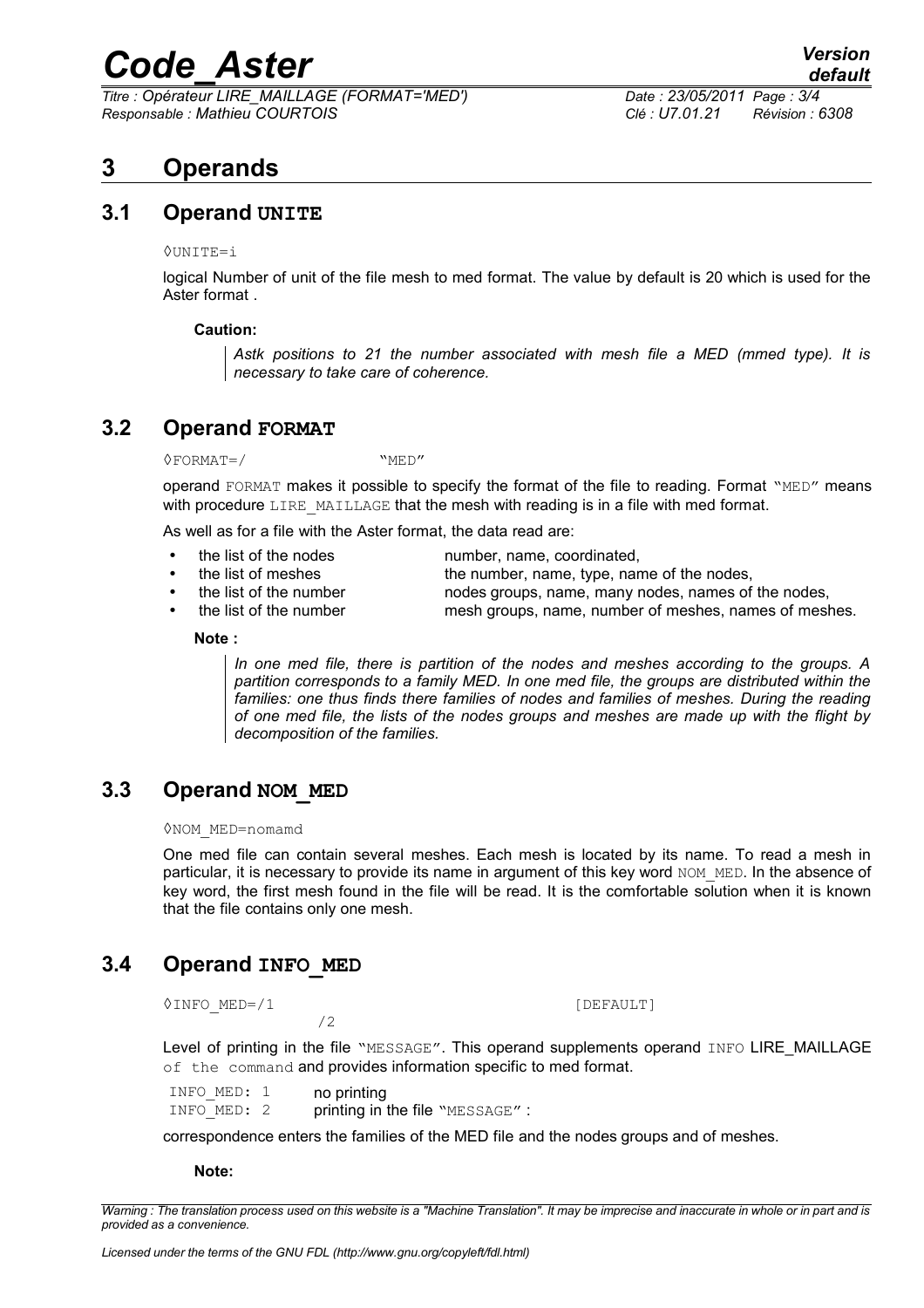# 3 Operands

## 3.1 Operand UNITE

◊UNITE=i

logical Number of unit of the file mesh to med format. The value by default is 20 which is used for the Aster format .

**Caution:**

> *Astk positions to 21 the number associated with mesh file a MED (mmed type). It is necessary to take care of coherence.*

## 3.2 Operand FORMAT

◊FORMAT=/ "MED"

operand FORMAT makes it possible to specify the format of the file to reading. Format "MED" means with procedure LIRE_MAILLAGE that the mesh with reading is in a file with med format.

As well as for a file with the Aster format, the data read are:

- the list of the nodes — number, name, coordinated,
- the list of meshes — the number, name, type, name of the nodes,
- the list of the number — nodes groups, name, many nodes, names of the nodes,
- the list of the number — mesh groups, name, number of meshes, names of meshes.

**Note :**

> *In one med file, there is partition of the nodes and meshes according to the groups. A partition corresponds to a family MED. In one med file, the groups are distributed within the families: one thus finds there families of nodes and families of meshes. During the reading of one med file, the lists of the nodes groups and meshes are made up with the flight by decomposition of the families.*

## 3.3 Operand NOM_MED

◊NOM_MED=nomamd

One med file can contain several meshes. Each mesh is located by its name. To read a mesh in particular, it is necessary to provide its name in argument of this key word NOM_MED. In the absence of key word, the first mesh found in the file will be read. It is the comfortable solution when it is known that the file contains only one mesh.

## 3.4 Operand INFO_MED

◊INFO_MED=/1 [DEFAULT]
/2

Level of printing in the file "MESSAGE". This operand supplements operand INFO LIRE_MAILLAGE of the command and provides information specific to med format.

INFO_MED: 1 — no printing
INFO_MED: 2 — printing in the file "MESSAGE" :

correspondence enters the families of the MED file and the nodes groups and of meshes.

**Note:**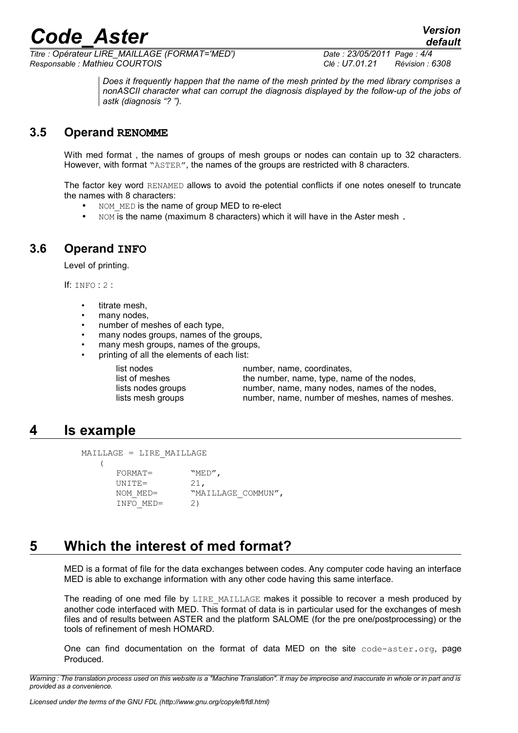*Does it frequently happen that the name of the mesh printed by the med library comprises a nonASCII character what can corrupt the diagnosis displayed by the follow-up of the jobs of astk (diagnosis "? ").*

### 3.5 Operand RENOMME

With med format , the names of groups of mesh groups or nodes can contain up to 32 characters. However, with format "ASTER", the names of the groups are restricted with 8 characters.

The factor key word RENAMED allows to avoid the potential conflicts if one notes oneself to truncate the names with 8 characters:

- NOM_MED is the name of group MED to re-elect
- NOM is the name (maximum 8 characters) which it will have in the Aster mesh .

### 3.6 Operand INFO

Level of printing.

If: INFO : 2 :

- titrate mesh,
- many nodes,
- number of meshes of each type,
- many nodes groups, names of the groups,
- many mesh groups, names of the groups,
- printing of all the elements of each list:

| | |
|---|---|
| list nodes | number, name, coordinates, |
| list of meshes | the number, name, type, name of the nodes, |
| lists nodes groups | number, name, many nodes, names of the nodes, |
| lists mesh groups | number, name, number of meshes, names of meshes. |

## 4 Is example

```
MAILLAGE = LIRE_MAILLAGE
   (
      FORMAT=        "MED",
      UNITE=         21,
      NOM_MED=       "MAILLAGE_COMMUN",
      INFO_MED=      2)
```

## 5 Which the interest of med format?

MED is a format of file for the data exchanges between codes. Any computer code having an interface MED is able to exchange information with any other code having this same interface.

The reading of one med file by LIRE_MAILLAGE makes it possible to recover a mesh produced by another code interfaced with MED. This format of data is in particular used for the exchanges of mesh files and of results between ASTER and the platform SALOME (for the pre one/postprocessing) or the tools of refinement of mesh HOMARD.

One can find documentation on the format of data MED on the site code-aster.org, page Produced.